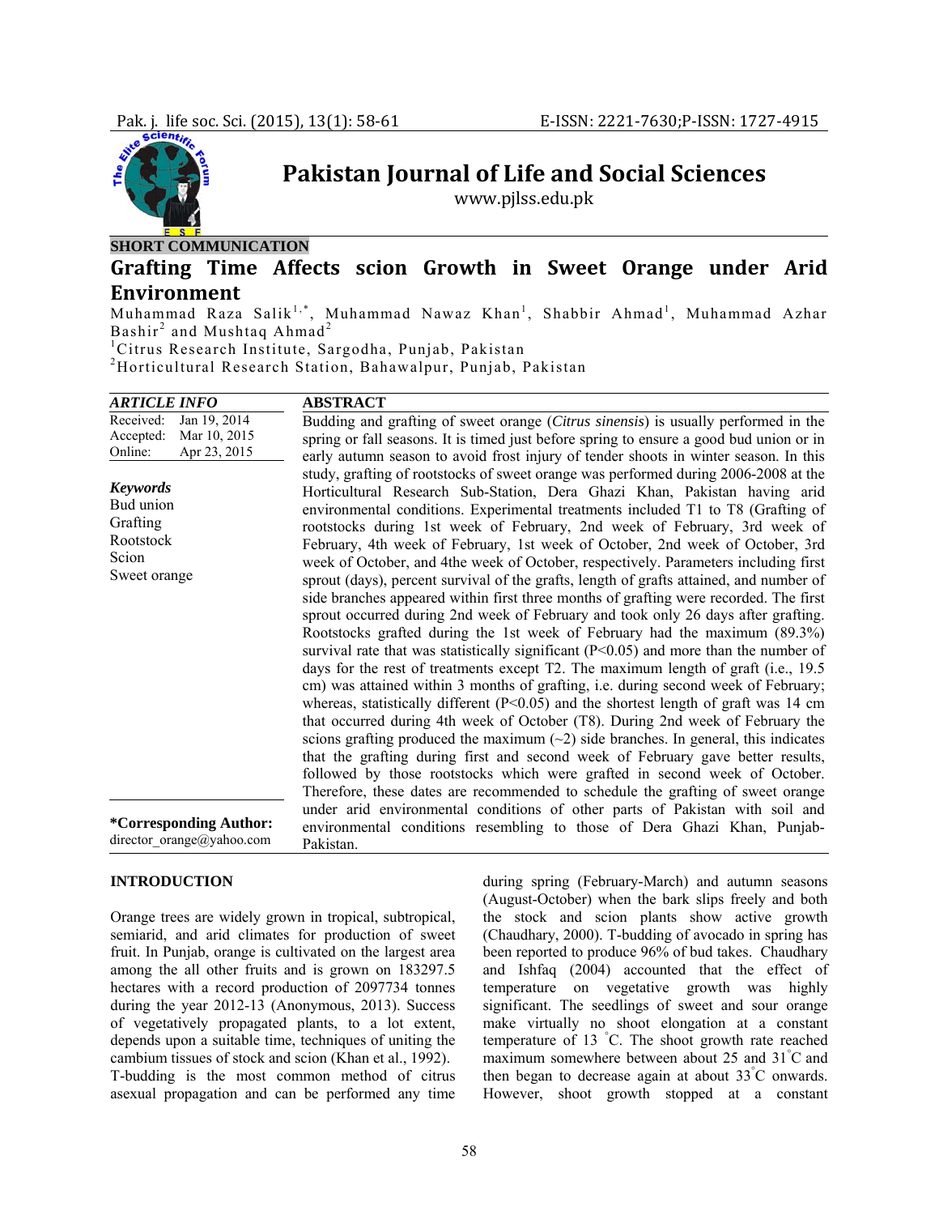SHORT COMMUNICATION

# Grafting Time Affects scion Growth in Sweet Orange under Arid Environment

Muhammad Raza Salik[1,*], Muhammad Nawaz Khan[1], Shabbir Ahmad[1], Muhammad Azhar Bashir[2] and Mushtaq Ahmad[2]

[1]Citrus Research Institute, Sargodha, Punjab, Pakistan

[2]Horticultural Research Station, Bahawalpur, Punjab, Pakistan

**ARTICLE INFO**

Received: Jan 19, 2014
Accepted: Mar 10, 2015
Online: Apr 23, 2015

***Keywords***

Bud union
Grafting
Rootstock
Scion
Sweet orange

**\*Corresponding Author:**
director_orange@yahoo.com

**ABSTRACT**

Budding and grafting of sweet orange (*Citrus sinensis*) is usually performed in the spring or fall seasons. It is timed just before spring to ensure a good bud union or in early autumn season to avoid frost injury of tender shoots in winter season. In this study, grafting of rootstocks of sweet orange was performed during 2006-2008 at the Horticultural Research Sub-Station, Dera Ghazi Khan, Pakistan having arid environmental conditions. Experimental treatments included T1 to T8 (Grafting of rootstocks during 1st week of February, 2nd week of February, 3rd week of February, 4th week of February, 1st week of October, 2nd week of October, 3rd week of October, and 4the week of October, respectively. Parameters including first sprout (days), percent survival of the grafts, length of grafts attained, and number of side branches appeared within first three months of grafting were recorded. The first sprout occurred during 2nd week of February and took only 26 days after grafting. Rootstocks grafted during the 1st week of February had the maximum (89.3%) survival rate that was statistically significant ($P<0.05$) and more than the number of days for the rest of treatments except T2. The maximum length of graft (i.e., 19.5 cm) was attained within 3 months of grafting, i.e. during second week of February; whereas, statistically different ($P<0.05$) and the shortest length of graft was 14 cm that occurred during 4th week of October (T8). During 2nd week of February the scions grafting produced the maximum (~2) side branches. In general, this indicates that the grafting during first and second week of February gave better results, followed by those rootstocks which were grafted in second week of October. Therefore, these dates are recommended to schedule the grafting of sweet orange under arid environmental conditions of other parts of Pakistan with soil and environmental conditions resembling to those of Dera Ghazi Khan, Punjab-Pakistan.

## INTRODUCTION

Orange trees are widely grown in tropical, subtropical, semiarid, and arid climates for production of sweet fruit. In Punjab, orange is cultivated on the largest area among the all other fruits and is grown on 183297.5 hectares with a record production of 2097734 tonnes during the year 2012-13 (Anonymous, 2013). Success of vegetatively propagated plants, to a lot extent, depends upon a suitable time, techniques of uniting the cambium tissues of stock and scion (Khan et al., 1992).

T-budding is the most common method of citrus asexual propagation and can be performed any time during spring (February-March) and autumn seasons (August-October) when the bark slips freely and both the stock and scion plants show active growth (Chaudhary, 2000). T-budding of avocado in spring has been reported to produce 96% of bud takes. Chaudhary and Ishfaq (2004) accounted that the effect of temperature on vegetative growth was highly significant. The seedlings of sweet and sour orange make virtually no shoot elongation at a constant temperature of 13 °C. The shoot growth rate reached maximum somewhere between about 25 and 31°C and then began to decrease again at about 33°C onwards. However, shoot growth stopped at a constant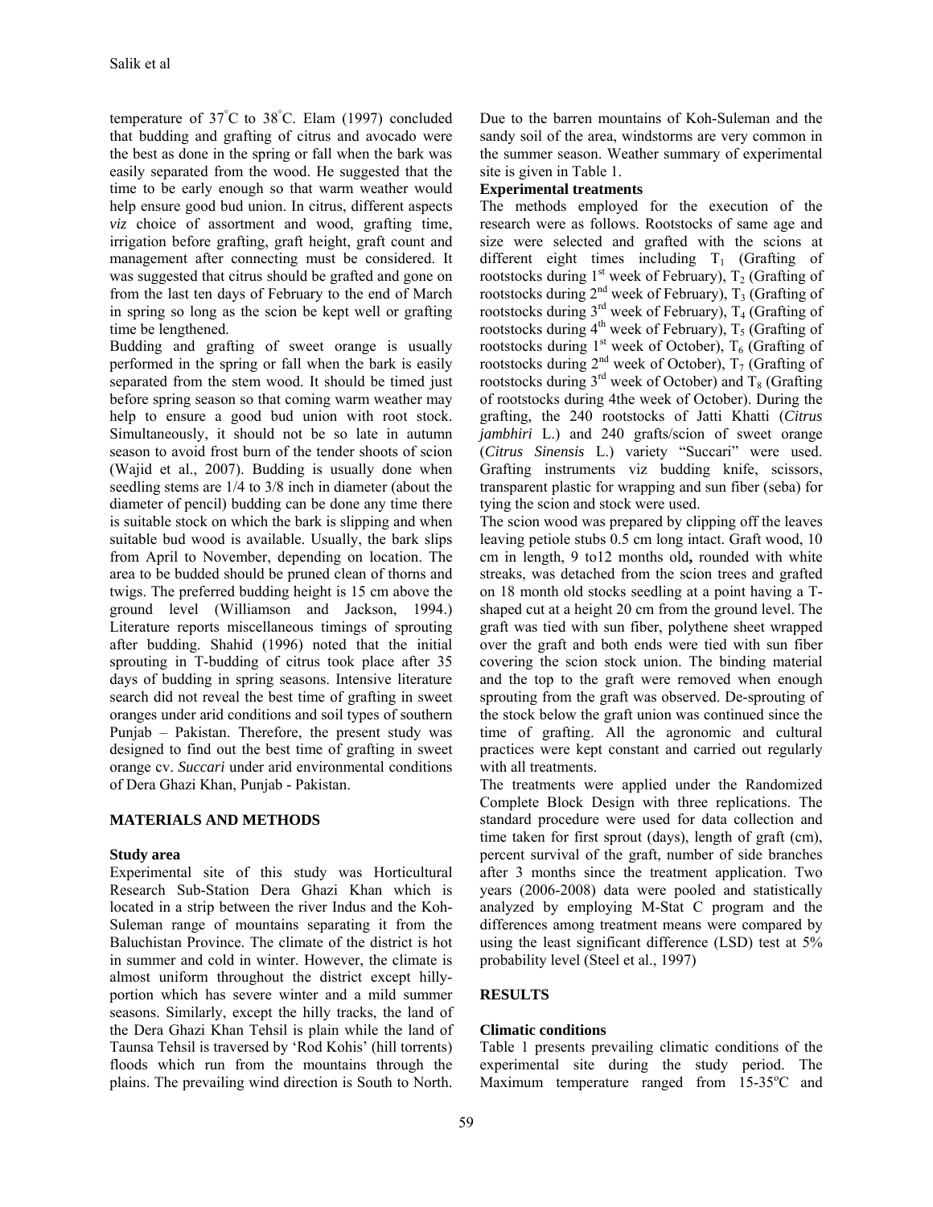temperature of 37°C to 38°C. Elam (1997) concluded that budding and grafting of citrus and avocado were the best as done in the spring or fall when the bark was easily separated from the wood. He suggested that the time to be early enough so that warm weather would help ensure good bud union. In citrus, different aspects *viz* choice of assortment and wood, grafting time, irrigation before grafting, graft height, graft count and management after connecting must be considered. It was suggested that citrus should be grafted and gone on from the last ten days of February to the end of March in spring so long as the scion be kept well or grafting time be lengthened.

Budding and grafting of sweet orange is usually performed in the spring or fall when the bark is easily separated from the stem wood. It should be timed just before spring season so that coming warm weather may help to ensure a good bud union with root stock. Simultaneously, it should not be so late in autumn season to avoid frost burn of the tender shoots of scion (Wajid et al., 2007). Budding is usually done when seedling stems are 1/4 to 3/8 inch in diameter (about the diameter of pencil) budding can be done any time there is suitable stock on which the bark is slipping and when suitable bud wood is available. Usually, the bark slips from April to November, depending on location. The area to be budded should be pruned clean of thorns and twigs. The preferred budding height is 15 cm above the ground level (Williamson and Jackson, 1994.) Literature reports miscellaneous timings of sprouting after budding. Shahid (1996) noted that the initial sprouting in T-budding of citrus took place after 35 days of budding in spring seasons. Intensive literature search did not reveal the best time of grafting in sweet oranges under arid conditions and soil types of southern Punjab – Pakistan. Therefore, the present study was designed to find out the best time of grafting in sweet orange cv. *Succari* under arid environmental conditions of Dera Ghazi Khan, Punjab - Pakistan.

## MATERIALS AND METHODS

### Study area

Experimental site of this study was Horticultural Research Sub-Station Dera Ghazi Khan which is located in a strip between the river Indus and the Koh-Suleman range of mountains separating it from the Baluchistan Province. The climate of the district is hot in summer and cold in winter. However, the climate is almost uniform throughout the district except hilly-portion which has severe winter and a mild summer seasons. Similarly, except the hilly tracks, the land of the Dera Ghazi Khan Tehsil is plain while the land of Taunsa Tehsil is traversed by 'Rod Kohis' (hill torrents) floods which run from the mountains through the plains. The prevailing wind direction is South to North. Due to the barren mountains of Koh-Suleman and the sandy soil of the area, windstorms are very common in the summer season. Weather summary of experimental site is given in Table 1.

### Experimental treatments

The methods employed for the execution of the research were as follows. Rootstocks of same age and size were selected and grafted with the scions at different eight times including $T_1$ (Grafting of rootstocks during 1st week of February), $T_2$ (Grafting of rootstocks during 2nd week of February), $T_3$ (Grafting of rootstocks during 3rd week of February), $T_4$ (Grafting of rootstocks during 4th week of February), $T_5$ (Grafting of rootstocks during 1st week of October), $T_6$ (Grafting of rootstocks during 2nd week of October), $T_7$ (Grafting of rootstocks during 3rd week of October) and $T_8$ (Grafting of rootstocks during 4the week of October). During the grafting, the 240 rootstocks of Jatti Khatti (*Citrus jambhiri* L.) and 240 grafts/scion of sweet orange (*Citrus Sinensis* L.) variety "Succari" were used. Grafting instruments viz budding knife, scissors, transparent plastic for wrapping and sun fiber (seba) for tying the scion and stock were used.

The scion wood was prepared by clipping off the leaves leaving petiole stubs 0.5 cm long intact. Graft wood, 10 cm in length, 9 to12 months old**,** rounded with white streaks, was detached from the scion trees and grafted on 18 month old stocks seedling at a point having a T-shaped cut at a height 20 cm from the ground level. The graft was tied with sun fiber, polythene sheet wrapped over the graft and both ends were tied with sun fiber covering the scion stock union. The binding material and the top to the graft were removed when enough sprouting from the graft was observed. De-sprouting of the stock below the graft union was continued since the time of grafting. All the agronomic and cultural practices were kept constant and carried out regularly with all treatments.

The treatments were applied under the Randomized Complete Block Design with three replications. The standard procedure were used for data collection and time taken for first sprout (days), length of graft (cm), percent survival of the graft, number of side branches after 3 months since the treatment application. Two years (2006-2008) data were pooled and statistically analyzed by employing M-Stat C program and the differences among treatment means were compared by using the least significant difference (LSD) test at 5% probability level (Steel et al., 1997)

## RESULTS

### Climatic conditions

Table 1 presents prevailing climatic conditions of the experimental site during the study period. The Maximum temperature ranged from 15-35°C and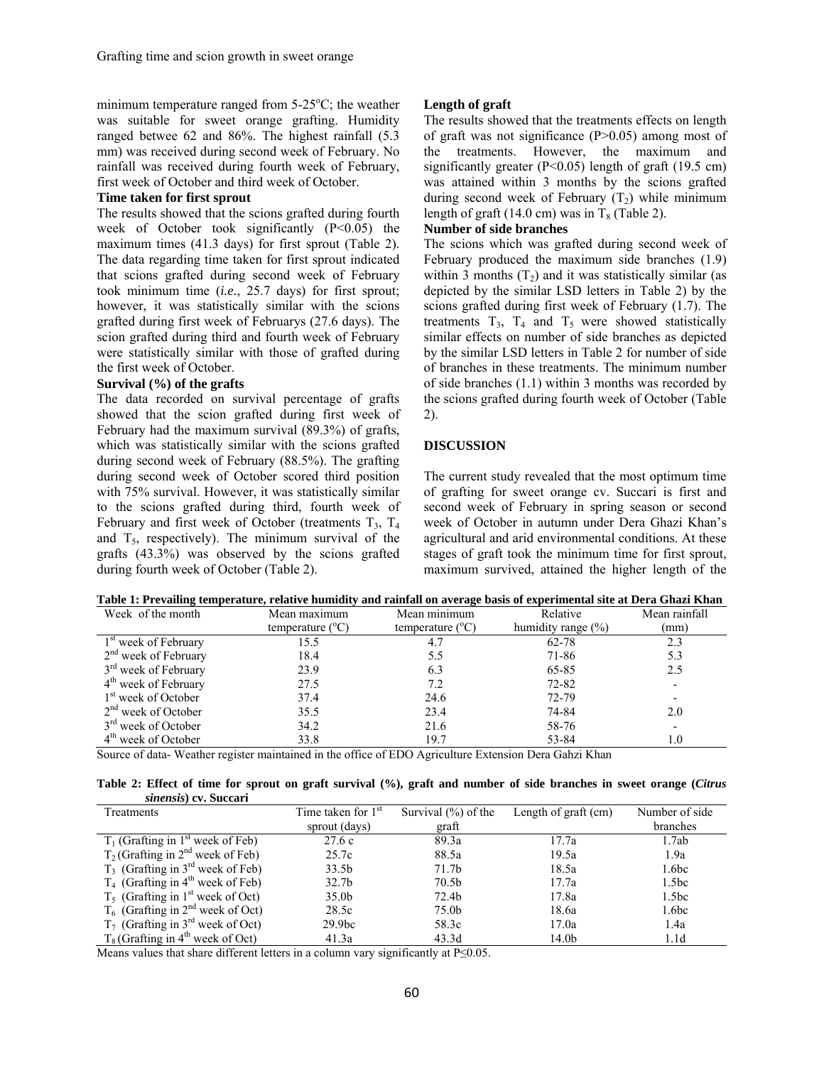minimum temperature ranged from 5-25°C; the weather was suitable for sweet orange grafting. Humidity ranged betwee 62 and 86%. The highest rainfall (5.3 mm) was received during second week of February. No rainfall was received during fourth week of February, first week of October and third week of October.

**Time taken for first sprout**

The results showed that the scions grafted during fourth week of October took significantly ($P<0.05$) the maximum times (41.3 days) for first sprout (Table 2). The data regarding time taken for first sprout indicated that scions grafted during second week of February took minimum time (*i.e.*, 25.7 days) for first sprout; however, it was statistically similar with the scions grafted during first week of Februarys (27.6 days). The scion grafted during third and fourth week of February were statistically similar with those of grafted during the first week of October.

**Survival (%) of the grafts**

The data recorded on survival percentage of grafts showed that the scion grafted during first week of February had the maximum survival (89.3%) of grafts, which was statistically similar with the scions grafted during second week of February (88.5%). The grafting during second week of October scored third position with 75% survival. However, it was statistically similar to the scions grafted during third, fourth week of February and first week of October (treatments $T_3$, $T_4$ and $T_5$, respectively). The minimum survival of the grafts (43.3%) was observed by the scions grafted during fourth week of October (Table 2).

**Length of graft**

The results showed that the treatments effects on length of graft was not significance ($P>0.05$) among most of the treatments. However, the maximum and significantly greater ($P<0.05$) length of graft (19.5 cm) was attained within 3 months by the scions grafted during second week of February ($T_2$) while minimum length of graft (14.0 cm) was in $T_8$ (Table 2).

**Number of side branches**

The scions which was grafted during second week of February produced the maximum side branches (1.9) within 3 months ($T_2$) and it was statistically similar (as depicted by the similar LSD letters in Table 2) by the scions grafted during first week of February (1.7). The treatments $T_3$, $T_4$ and $T_5$ were showed statistically similar effects on number of side branches as depicted by the similar LSD letters in Table 2 for number of side of branches in these treatments. The minimum number of side branches (1.1) within 3 months was recorded by the scions grafted during fourth week of October (Table 2).

## DISCUSSION

The current study revealed that the most optimum time of grafting for sweet orange cv. Succari is first and second week of February in spring season or second week of October in autumn under Dera Ghazi Khan's agricultural and arid environmental conditions. At these stages of graft took the minimum time for first sprout, maximum survived, attained the higher length of the

**Table 1: Prevailing temperature, relative humidity and rainfall on average basis of experimental site at Dera Ghazi Khan**

| Week of the month | Mean maximum temperature (°C) | Mean minimum temperature (°C) | Relative humidity range (%) | Mean rainfall (mm) |
|---|---|---|---|---|
| 1st week of February | 15.5 | 4.7 | 62-78 | 2.3 |
| 2nd week of February | 18.4 | 5.5 | 71-86 | 5.3 |
| 3rd week of February | 23.9 | 6.3 | 65-85 | 2.5 |
| 4th week of February | 27.5 | 7.2 | 72-82 | - |
| 1st week of October | 37.4 | 24.6 | 72-79 | - |
| 2nd week of October | 35.5 | 23.4 | 74-84 | 2.0 |
| 3rd week of October | 34.2 | 21.6 | 58-76 | - |
| 4th week of October | 33.8 | 19.7 | 53-84 | 1.0 |

Source of data- Weather register maintained in the office of EDO Agriculture Extension Dera Gahzi Khan

**Table 2: Effect of time for sprout on graft survival (%), graft and number of side branches in sweet orange (*Citrus sinensis*) cv. Succari**

| Treatments | Time taken for 1st sprout (days) | Survival (%) of the graft | Length of graft (cm) | Number of side branches |
|---|---|---|---|---|
| $T_1$ (Grafting in 1st week of Feb) | 27.6 c | 89.3a | 17.7a | 1.7ab |
| $T_2$ (Grafting in 2nd week of Feb) | 25.7c | 88.5a | 19.5a | 1.9a |
| $T_3$ (Grafting in 3rd week of Feb) | 33.5b | 71.7b | 18.5a | 1.6bc |
| $T_4$ (Grafting in 4th week of Feb) | 32.7b | 70.5b | 17.7a | 1.5bc |
| $T_5$ (Grafting in 1st week of Oct) | 35.0b | 72.4b | 17.8a | 1.5bc |
| $T_6$ (Grafting in 2nd week of Oct) | 28.5c | 75.0b | 18.6a | 1.6bc |
| $T_7$ (Grafting in 3rd week of Oct) | 29.9bc | 58.3c | 17.0a | 1.4a |
| $T_8$ (Grafting in 4th week of Oct) | 41.3a | 43.3d | 14.0b | 1.1d |

Means values that share different letters in a column vary significantly at $P\leq0.05$.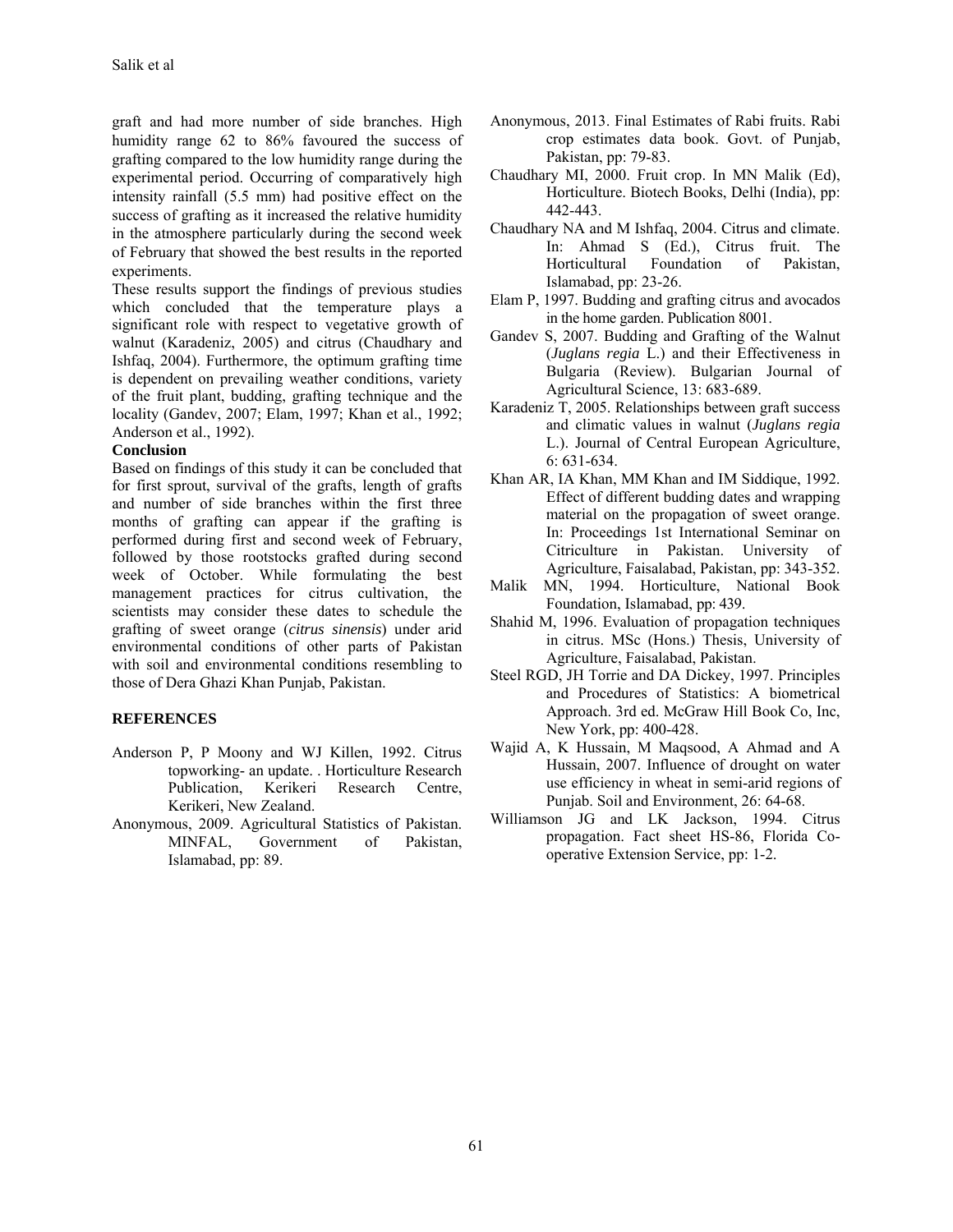graft and had more number of side branches. High humidity range 62 to 86% favoured the success of grafting compared to the low humidity range during the experimental period. Occurring of comparatively high intensity rainfall (5.5 mm) had positive effect on the success of grafting as it increased the relative humidity in the atmosphere particularly during the second week of February that showed the best results in the reported experiments.

These results support the findings of previous studies which concluded that the temperature plays a significant role with respect to vegetative growth of walnut (Karadeniz, 2005) and citrus (Chaudhary and Ishfaq, 2004). Furthermore, the optimum grafting time is dependent on prevailing weather conditions, variety of the fruit plant, budding, grafting technique and the locality (Gandev, 2007; Elam, 1997; Khan et al., 1992; Anderson et al., 1992).

### Conclusion

Based on findings of this study it can be concluded that for first sprout, survival of the grafts, length of grafts and number of side branches within the first three months of grafting can appear if the grafting is performed during first and second week of February, followed by those rootstocks grafted during second week of October. While formulating the best management practices for citrus cultivation, the scientists may consider these dates to schedule the grafting of sweet orange (*citrus sinensis*) under arid environmental conditions of other parts of Pakistan with soil and environmental conditions resembling to those of Dera Ghazi Khan Punjab, Pakistan.

## REFERENCES

Anderson P, P Moony and WJ Killen, 1992. Citrus topworking- an update. . Horticulture Research Publication, Kerikeri Research Centre, Kerikeri, New Zealand.

Anonymous, 2009. Agricultural Statistics of Pakistan. MINFAL, Government of Pakistan, Islamabad, pp: 89.

Anonymous, 2013. Final Estimates of Rabi fruits. Rabi crop estimates data book. Govt. of Punjab, Pakistan, pp: 79-83.

Chaudhary MI, 2000. Fruit crop. In MN Malik (Ed), Horticulture. Biotech Books, Delhi (India), pp: 442-443.

Chaudhary NA and M Ishfaq, 2004. Citrus and climate. In: Ahmad S (Ed.), Citrus fruit. The Horticultural Foundation of Pakistan, Islamabad, pp: 23-26.

Elam P, 1997. Budding and grafting citrus and avocados in the home garden. Publication 8001.

Gandev S, 2007. Budding and Grafting of the Walnut (*Juglans regia* L.) and their Effectiveness in Bulgaria (Review). Bulgarian Journal of Agricultural Science, 13: 683-689.

Karadeniz T, 2005. Relationships between graft success and climatic values in walnut (*Juglans regia* L.). Journal of Central European Agriculture, 6: 631-634.

Khan AR, IA Khan, MM Khan and IM Siddique, 1992. Effect of different budding dates and wrapping material on the propagation of sweet orange. In: Proceedings 1st International Seminar on Citriculture in Pakistan. University of Agriculture, Faisalabad, Pakistan, pp: 343-352.

Malik MN, 1994. Horticulture, National Book Foundation, Islamabad, pp: 439.

Shahid M, 1996. Evaluation of propagation techniques in citrus. MSc (Hons.) Thesis, University of Agriculture, Faisalabad, Pakistan.

Steel RGD, JH Torrie and DA Dickey, 1997. Principles and Procedures of Statistics: A biometrical Approach. 3rd ed. McGraw Hill Book Co, Inc, New York, pp: 400-428.

Wajid A, K Hussain, M Maqsood, A Ahmad and A Hussain, 2007. Influence of drought on water use efficiency in wheat in semi-arid regions of Punjab. Soil and Environment, 26: 64-68.

Williamson JG and LK Jackson, 1994. Citrus propagation. Fact sheet HS-86, Florida Co-operative Extension Service, pp: 1-2.